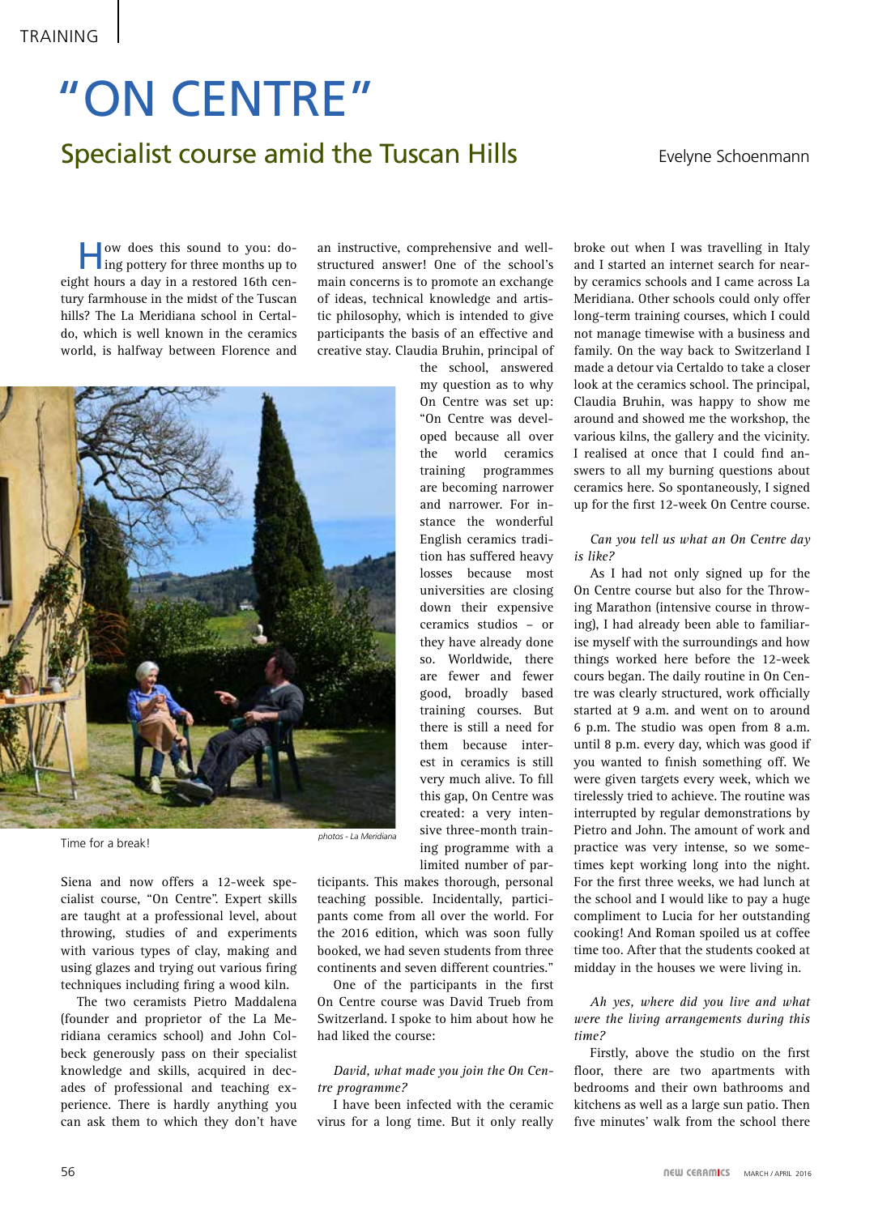# "ON CENTRE"

## Specialist course amid the Tuscan Hills

Evelyne Schoenmann

How does this sound to you: doing pottery for three months up to eight hours a day in a restored 16th century farmhouse in the midst of the Tuscan hills? The La Meridiana school in Certaldo, which is well known in the ceramics world, is halfway between Florence and Siena and now offers a 12-week specialist course, "On Centre". Expert skills are taught at a professional level, about throwing, studies of and experiments with various types of clay, making and using glazes and trying out various firing techniques including firing a wood kiln.

The two ceramists Pietro Maddalena (founder and proprietor of the La Meridiana ceramics school) and John Colbeck generously pass on their specialist knowledge and skills, acquired in decades of professional and teaching experience. There is hardly anything you can ask them to which they don't have an instructive, comprehensive and well-structured answer! One of the school's main concerns is to promote an exchange of ideas, technical knowledge and artistic philosophy, which is intended to give participants the basis of an effective and creative stay. Claudia Bruhin, principal of the school, answered my question as to why On Centre was set up: "On Centre was developed because all over the world ceramics training programmes are becoming narrower and narrower. For instance the wonderful English ceramics tradition has suffered heavy losses because most universities are closing down their expensive ceramics studios – or they have already done so. Worldwide, there are fewer and fewer good, broadly based training courses. But there is still a need for them because interest in ceramics is still very much alive. To fill this gap, On Centre was created: a very intensive three-month training programme with a limited number of participants. This makes thorough, personal teaching possible. Incidentally, participants come from all over the world. For the 2016 edition, which was soon fully booked, we had seven students from three continents and seven different countries."

Time for a break!

photos - La Meridiana

One of the participants in the first On Centre course was David Trueb from Switzerland. I spoke to him about how he had liked the course:

*David, what made you join the On Centre programme?*

I have been infected with the ceramic virus for a long time. But it only really broke out when I was travelling in Italy and I started an internet search for nearby ceramics schools and I came across La Meridiana. Other schools could only offer long-term training courses, which I could not manage timewise with a business and family. On the way back to Switzerland I made a detour via Certaldo to take a closer look at the ceramics school. The principal, Claudia Bruhin, was happy to show me around and showed me the workshop, the various kilns, the gallery and the vicinity. I realised at once that I could find answers to all my burning questions about ceramics here. So spontaneously, I signed up for the first 12-week On Centre course.

*Can you tell us what an On Centre day is like?*

As I had not only signed up for the On Centre course but also for the Throwing Marathon (intensive course in throwing), I had already been able to familiarise myself with the surroundings and how things worked here before the 12-week cours began. The daily routine in On Centre was clearly structured, work officially started at 9 a.m. and went on to around 6 p.m. The studio was open from 8 a.m. until 8 p.m. every day, which was good if you wanted to finish something off. We were given targets every week, which we tirelessly tried to achieve. The routine was interrupted by regular demonstrations by Pietro and John. The amount of work and practice was very intense, so we sometimes kept working long into the night. For the first three weeks, we had lunch at the school and I would like to pay a huge compliment to Lucia for her outstanding cooking! And Roman spoiled us at coffee time too. After that the students cooked at midday in the houses we were living in.

*Ah yes, where did you live and what were the living arrangements during this time?*

Firstly, above the studio on the first floor, there are two apartments with bedrooms and their own bathrooms and kitchens as well as a large sun patio. Then five minutes' walk from the school there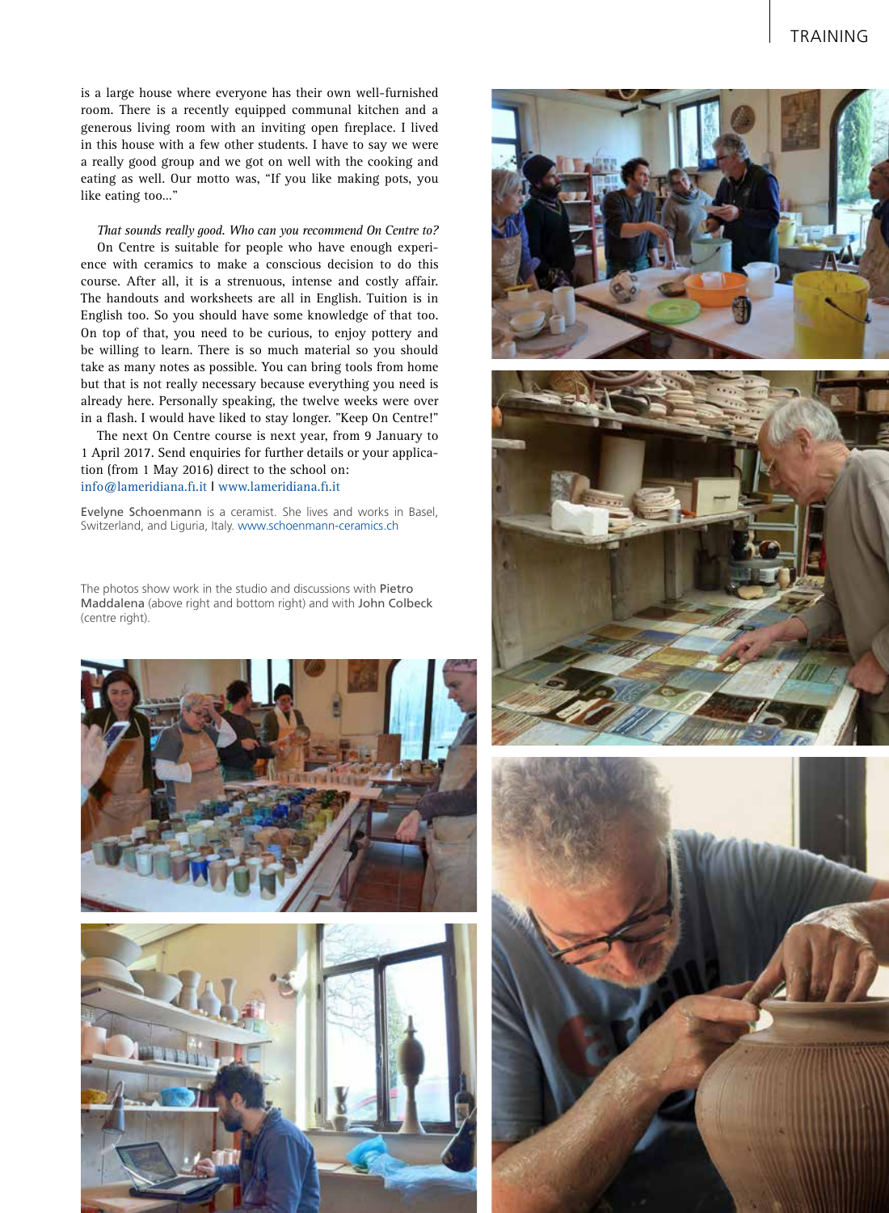is a large house where everyone has their own well-furnished room. There is a recently equipped communal kitchen and a generous living room with an inviting open fireplace. I lived in this house with a few other students. I have to say we were a really good group and we got on well with the cooking and eating as well. Our motto was, "If you like making pots, you like eating too…"

*That sounds really good. Who can you recommend On Centre to?*

On Centre is suitable for people who have enough experience with ceramics to make a conscious decision to do this course. After all, it is a strenuous, intense and costly affair. The handouts and worksheets are all in English. Tuition is in English too. So you should have some knowledge of that too. On top of that, you need to be curious, to enjoy pottery and be willing to learn. There is so much material so you should take as many notes as possible. You can bring tools from home but that is not really necessary because everything you need is already here. Personally speaking, the twelve weeks were over in a flash. I would have liked to stay longer. "Keep On Centre!"

The next On Centre course is next year, from 9 January to 1 April 2017. Send enquiries for further details or your application (from 1 May 2016) direct to the school on: info@lameridiana.fi.it I www.lameridiana.fi.it

Evelyne Schoenmann is a ceramist. She lives and works in Basel, Switzerland, and Liguria, Italy. www.schoenmann-ceramics.ch

The photos show work in the studio and discussions with Pietro Maddalena (above right and bottom right) and with John Colbeck (centre right).